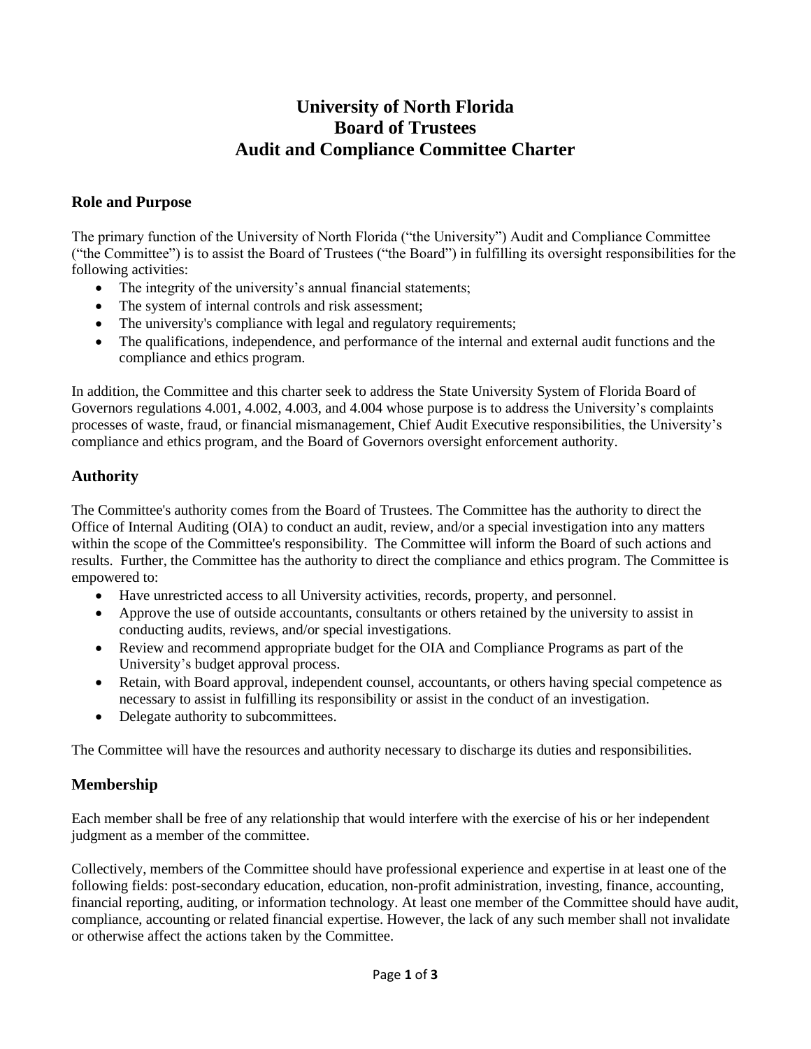# University of North Florida
# Board of Trustees
# Audit and Compliance Committee Charter

## Role and Purpose

The primary function of the University of North Florida ("the University") Audit and Compliance Committee ("the Committee") is to assist the Board of Trustees ("the Board") in fulfilling its oversight responsibilities for the following activities:

- The integrity of the university's annual financial statements;
- The system of internal controls and risk assessment;
- The university's compliance with legal and regulatory requirements;
- The qualifications, independence, and performance of the internal and external audit functions and the compliance and ethics program.

In addition, the Committee and this charter seek to address the State University System of Florida Board of Governors regulations 4.001, 4.002, 4.003, and 4.004 whose purpose is to address the University's complaints processes of waste, fraud, or financial mismanagement, Chief Audit Executive responsibilities, the University's compliance and ethics program, and the Board of Governors oversight enforcement authority.

## Authority

The Committee's authority comes from the Board of Trustees. The Committee has the authority to direct the Office of Internal Auditing (OIA) to conduct an audit, review, and/or a special investigation into any matters within the scope of the Committee's responsibility. The Committee will inform the Board of such actions and results. Further, the Committee has the authority to direct the compliance and ethics program. The Committee is empowered to:

- Have unrestricted access to all University activities, records, property, and personnel.
- Approve the use of outside accountants, consultants or others retained by the university to assist in conducting audits, reviews, and/or special investigations.
- Review and recommend appropriate budget for the OIA and Compliance Programs as part of the University's budget approval process.
- Retain, with Board approval, independent counsel, accountants, or others having special competence as necessary to assist in fulfilling its responsibility or assist in the conduct of an investigation.
- Delegate authority to subcommittees.

The Committee will have the resources and authority necessary to discharge its duties and responsibilities.

## Membership

Each member shall be free of any relationship that would interfere with the exercise of his or her independent judgment as a member of the committee.

Collectively, members of the Committee should have professional experience and expertise in at least one of the following fields: post-secondary education, education, non-profit administration, investing, finance, accounting, financial reporting, auditing, or information technology. At least one member of the Committee should have audit, compliance, accounting or related financial expertise. However, the lack of any such member shall not invalidate or otherwise affect the actions taken by the Committee.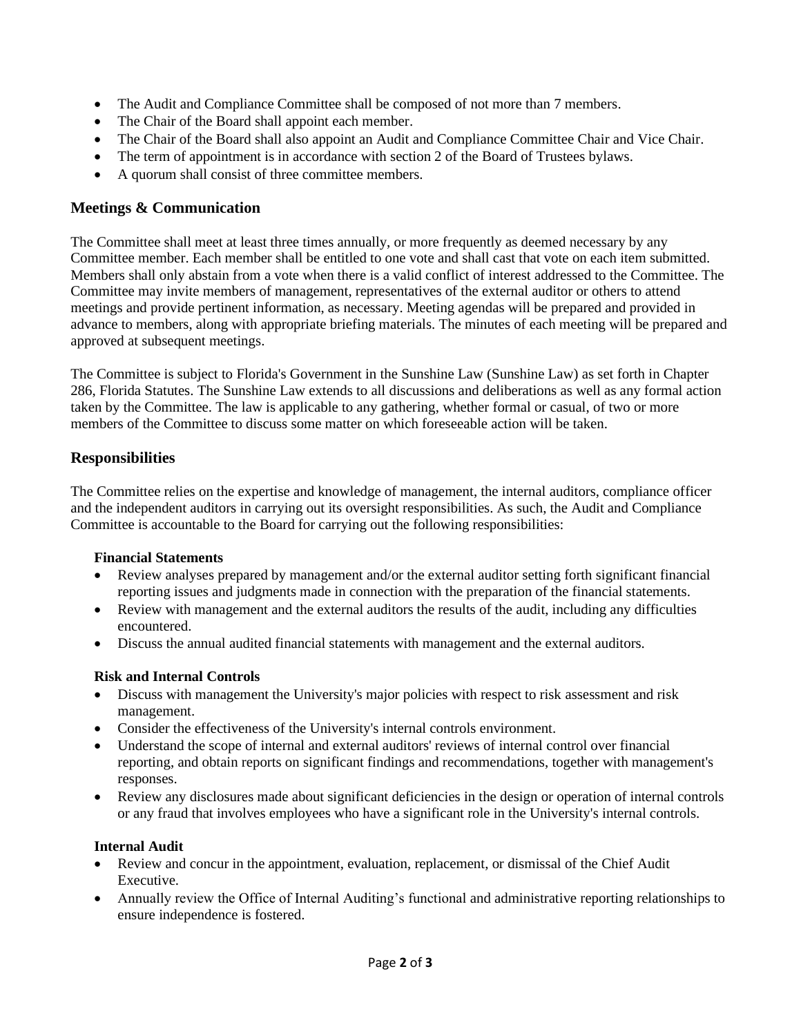- The Audit and Compliance Committee shall be composed of not more than 7 members.
- The Chair of the Board shall appoint each member.
- The Chair of the Board shall also appoint an Audit and Compliance Committee Chair and Vice Chair.
- The term of appointment is in accordance with section 2 of the Board of Trustees bylaws.
- A quorum shall consist of three committee members.

## Meetings & Communication

The Committee shall meet at least three times annually, or more frequently as deemed necessary by any Committee member. Each member shall be entitled to one vote and shall cast that vote on each item submitted. Members shall only abstain from a vote when there is a valid conflict of interest addressed to the Committee. The Committee may invite members of management, representatives of the external auditor or others to attend meetings and provide pertinent information, as necessary. Meeting agendas will be prepared and provided in advance to members, along with appropriate briefing materials. The minutes of each meeting will be prepared and approved at subsequent meetings.

The Committee is subject to Florida's Government in the Sunshine Law (Sunshine Law) as set forth in Chapter 286, Florida Statutes. The Sunshine Law extends to all discussions and deliberations as well as any formal action taken by the Committee. The law is applicable to any gathering, whether formal or casual, of two or more members of the Committee to discuss some matter on which foreseeable action will be taken.

## Responsibilities

The Committee relies on the expertise and knowledge of management, the internal auditors, compliance officer and the independent auditors in carrying out its oversight responsibilities. As such, the Audit and Compliance Committee is accountable to the Board for carrying out the following responsibilities:

### Financial Statements

- Review analyses prepared by management and/or the external auditor setting forth significant financial reporting issues and judgments made in connection with the preparation of the financial statements.
- Review with management and the external auditors the results of the audit, including any difficulties encountered.
- Discuss the annual audited financial statements with management and the external auditors.

### Risk and Internal Controls

- Discuss with management the University's major policies with respect to risk assessment and risk management.
- Consider the effectiveness of the University's internal controls environment.
- Understand the scope of internal and external auditors' reviews of internal control over financial reporting, and obtain reports on significant findings and recommendations, together with management's responses.
- Review any disclosures made about significant deficiencies in the design or operation of internal controls or any fraud that involves employees who have a significant role in the University's internal controls.

### Internal Audit

- Review and concur in the appointment, evaluation, replacement, or dismissal of the Chief Audit Executive.
- Annually review the Office of Internal Auditing's functional and administrative reporting relationships to ensure independence is fostered.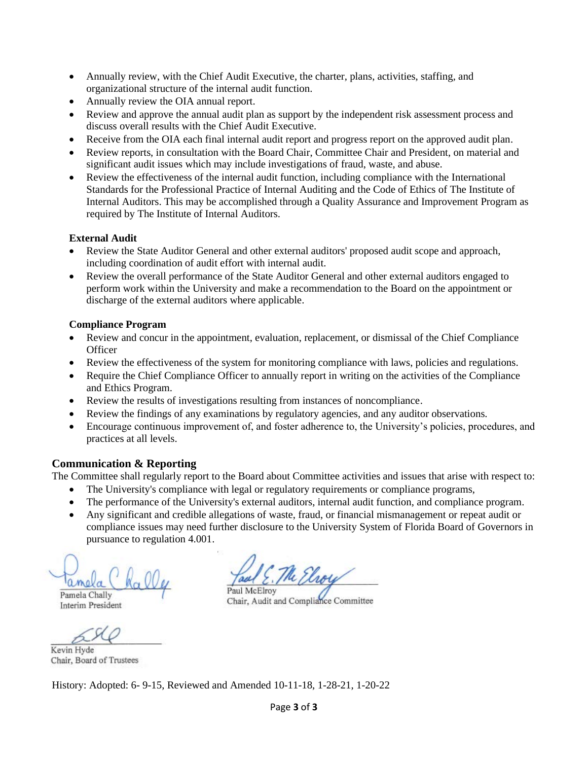- Annually review, with the Chief Audit Executive, the charter, plans, activities, staffing, and organizational structure of the internal audit function.
- Annually review the OIA annual report.
- Review and approve the annual audit plan as support by the independent risk assessment process and discuss overall results with the Chief Audit Executive.
- Receive from the OIA each final internal audit report and progress report on the approved audit plan.
- Review reports, in consultation with the Board Chair, Committee Chair and President, on material and significant audit issues which may include investigations of fraud, waste, and abuse.
- Review the effectiveness of the internal audit function, including compliance with the International Standards for the Professional Practice of Internal Auditing and the Code of Ethics of The Institute of Internal Auditors. This may be accomplished through a Quality Assurance and Improvement Program as required by The Institute of Internal Auditors.

**External Audit**

- Review the State Auditor General and other external auditors' proposed audit scope and approach, including coordination of audit effort with internal audit.
- Review the overall performance of the State Auditor General and other external auditors engaged to perform work within the University and make a recommendation to the Board on the appointment or discharge of the external auditors where applicable.

**Compliance Program**

- Review and concur in the appointment, evaluation, replacement, or dismissal of the Chief Compliance Officer
- Review the effectiveness of the system for monitoring compliance with laws, policies and regulations.
- Require the Chief Compliance Officer to annually report in writing on the activities of the Compliance and Ethics Program.
- Review the results of investigations resulting from instances of noncompliance.
- Review the findings of any examinations by regulatory agencies, and any auditor observations.
- Encourage continuous improvement of, and foster adherence to, the University's policies, procedures, and practices at all levels.

## Communication & Reporting

The Committee shall regularly report to the Board about Committee activities and issues that arise with respect to:

- The University's compliance with legal or regulatory requirements or compliance programs,
- The performance of the University's external auditors, internal audit function, and compliance program.
- Any significant and credible allegations of waste, fraud, or financial mismanagement or repeat audit or compliance issues may need further disclosure to the University System of Florida Board of Governors in pursuance to regulation 4.001.

Pamela Chally
Interim President

Paul McElroy
Chair, Audit and Compliance Committee

Kevin Hyde
Chair, Board of Trustees

History: Adopted: 6- 9-15, Reviewed and Amended 10-11-18, 1-28-21, 1-20-22